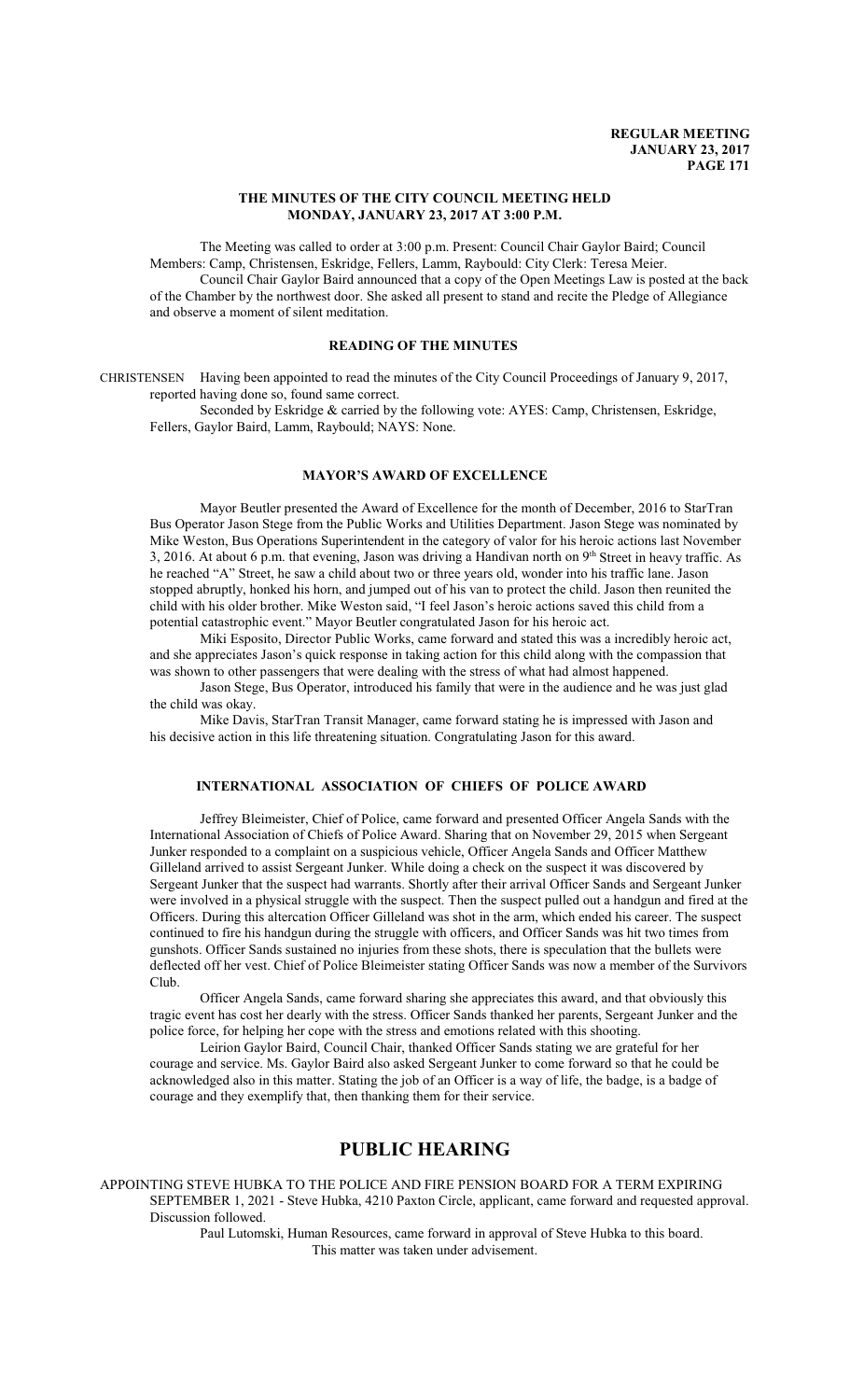## THE MINUTES OF THE CITY COUNCIL MEETING HELD MONDAY, JANUARY 23, 2017 AT 3:00 P.M.

The Meeting was called to order at 3:00 p.m. Present: Council Chair Gaylor Baird; Council Members: Camp, Christensen, Eskridge, Fellers, Lamm, Raybould: City Clerk: Teresa Meier.

Council Chair Gaylor Baird announced that a copy of the Open Meetings Law is posted at the back of the Chamber by the northwest door. She asked all present to stand and recite the Pledge of Allegiance and observe a moment of silent meditation.

### READING OF THE MINUTES

CHRISTENSEN Having been appointed to read the minutes of the City Council Proceedings of January 9, 2017, reported having done so, found same correct.

Seconded by Eskridge & carried by the following vote: AYES: Camp, Christensen, Eskridge, Fellers, Gaylor Baird, Lamm, Raybould; NAYS: None.

### MAYOR'S AWARD OF EXCELLENCE

Mayor Beutler presented the Award of Excellence for the month of December, 2016 to StarTran Bus Operator Jason Stege from the Public Works and Utilities Department. Jason Stege was nominated by Mike Weston, Bus Operations Superintendent in the category of valor for his heroic actions last November 3, 2016. At about 6 p.m. that evening, Jason was driving a Handivan north on 9th Street in heavy traffic. As he reached "A" Street, he saw a child about two or three years old, wonder into his traffic lane. Jason stopped abruptly, honked his horn, and jumped out of his van to protect the child. Jason then reunited the child with his older brother. Mike Weston said, "I feel Jason's heroic actions saved this child from a potential catastrophic event." Mayor Beutler congratulated Jason for his heroic act.

Miki Esposito, Director Public Works, came forward and stated this was a incredibly heroic act, and she appreciates Jason's quick response in taking action for this child along with the compassion that was shown to other passengers that were dealing with the stress of what had almost happened.

Jason Stege, Bus Operator, introduced his family that were in the audience and he was just glad the child was okay.

Mike Davis, StarTran Transit Manager, came forward stating he is impressed with Jason and his decisive action in this life threatening situation. Congratulating Jason for this award.

### INTERNATIONAL ASSOCIATION OF CHIEFS OF POLICE AWARD

Jeffrey Bleimeister, Chief of Police, came forward and presented Officer Angela Sands with the International Association of Chiefs of Police Award. Sharing that on November 29, 2015 when Sergeant Junker responded to a complaint on a suspicious vehicle, Officer Angela Sands and Officer Matthew Gilleland arrived to assist Sergeant Junker. While doing a check on the suspect it was discovered by Sergeant Junker that the suspect had warrants. Shortly after their arrival Officer Sands and Sergeant Junker were involved in a physical struggle with the suspect. Then the suspect pulled out a handgun and fired at the Officers. During this altercation Officer Gilleland was shot in the arm, which ended his career. The suspect continued to fire his handgun during the struggle with officers, and Officer Sands was hit two times from gunshots. Officer Sands sustained no injuries from these shots, there is speculation that the bullets were deflected off her vest. Chief of Police Bleimeister stating Officer Sands was now a member of the Survivors Club.

Officer Angela Sands, came forward sharing she appreciates this award, and that obviously this tragic event has cost her dearly with the stress. Officer Sands thanked her parents, Sergeant Junker and the police force, for helping her cope with the stress and emotions related with this shooting.

Leirion Gaylor Baird, Council Chair, thanked Officer Sands stating we are grateful for her courage and service. Ms. Gaylor Baird also asked Sergeant Junker to come forward so that he could be acknowledged also in this matter. Stating the job of an Officer is a way of life, the badge, is a badge of courage and they exemplify that, then thanking them for their service.

# PUBLIC HEARING

APPOINTING STEVE HUBKA TO THE POLICE AND FIRE PENSION BOARD FOR A TERM EXPIRING SEPTEMBER 1, 2021 - Steve Hubka, 4210 Paxton Circle, applicant, came forward and requested approval. Discussion followed.

Paul Lutomski, Human Resources, came forward in approval of Steve Hubka to this board.

This matter was taken under advisement.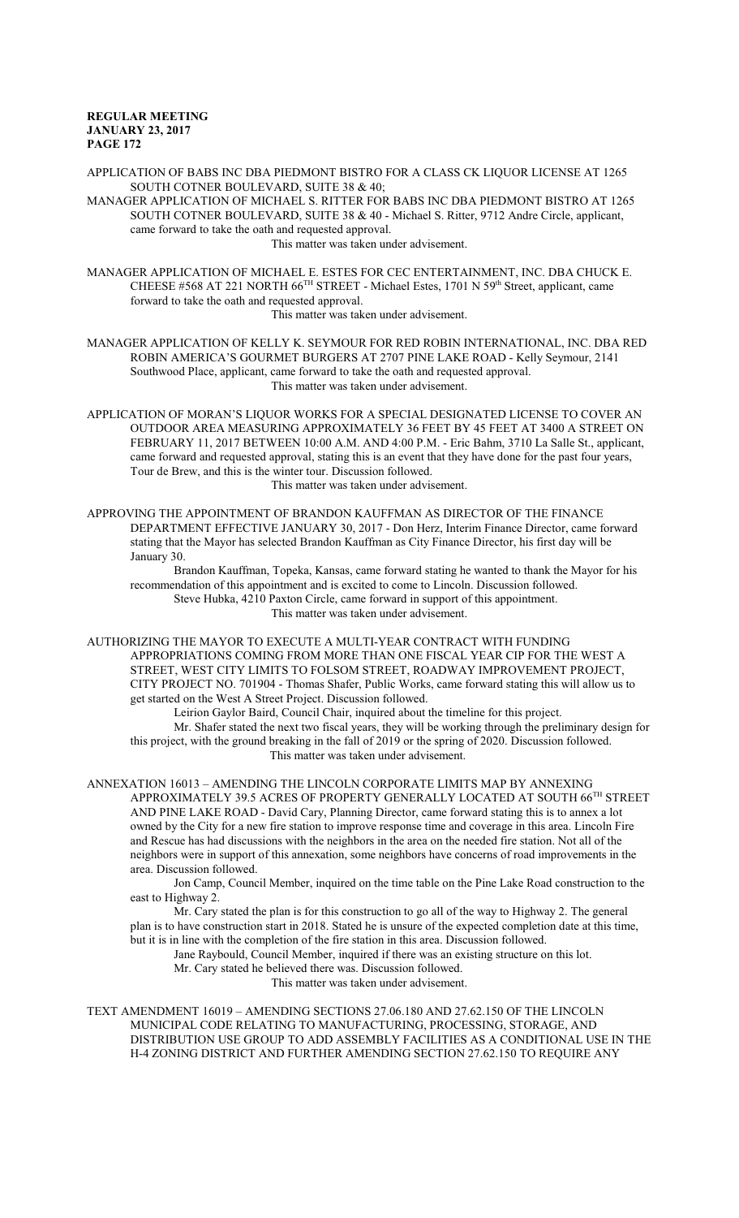APPLICATION OF BABS INC DBA PIEDMONT BISTRO FOR A CLASS CK LIQUOR LICENSE AT 1265 SOUTH COTNER BOULEVARD, SUITE 38 & 40;

MANAGER APPLICATION OF MICHAEL S. RITTER FOR BABS INC DBA PIEDMONT BISTRO AT 1265 SOUTH COTNER BOULEVARD, SUITE 38 & 40 - Michael S. Ritter, 9712 Andre Circle, applicant, came forward to take the oath and requested approval.

This matter was taken under advisement.

MANAGER APPLICATION OF MICHAEL E. ESTES FOR CEC ENTERTAINMENT, INC. DBA CHUCK E. CHEESE #568 AT 221 NORTH 66TH STREET - Michael Estes, 1701 N 59th Street, applicant, came forward to take the oath and requested approval.

This matter was taken under advisement.

MANAGER APPLICATION OF KELLY K. SEYMOUR FOR RED ROBIN INTERNATIONAL, INC. DBA RED ROBIN AMERICA'S GOURMET BURGERS AT 2707 PINE LAKE ROAD - Kelly Seymour, 2141 Southwood Place, applicant, came forward to take the oath and requested approval.

This matter was taken under advisement.

APPLICATION OF MORAN'S LIQUOR WORKS FOR A SPECIAL DESIGNATED LICENSE TO COVER AN OUTDOOR AREA MEASURING APPROXIMATELY 36 FEET BY 45 FEET AT 3400 A STREET ON FEBRUARY 11, 2017 BETWEEN 10:00 A.M. AND 4:00 P.M. - Eric Bahm, 3710 La Salle St., applicant, came forward and requested approval, stating this is an event that they have done for the past four years, Tour de Brew, and this is the winter tour. Discussion followed.

This matter was taken under advisement.

APPROVING THE APPOINTMENT OF BRANDON KAUFFMAN AS DIRECTOR OF THE FINANCE DEPARTMENT EFFECTIVE JANUARY 30, 2017 - Don Herz, Interim Finance Director, came forward stating that the Mayor has selected Brandon Kauffman as City Finance Director, his first day will be January 30.

Brandon Kauffman, Topeka, Kansas, came forward stating he wanted to thank the Mayor for his recommendation of this appointment and is excited to come to Lincoln. Discussion followed.

Steve Hubka, 4210 Paxton Circle, came forward in support of this appointment.

This matter was taken under advisement.

AUTHORIZING THE MAYOR TO EXECUTE A MULTI-YEAR CONTRACT WITH FUNDING APPROPRIATIONS COMING FROM MORE THAN ONE FISCAL YEAR CIP FOR THE WEST A STREET, WEST CITY LIMITS TO FOLSOM STREET, ROADWAY IMPROVEMENT PROJECT, CITY PROJECT NO. 701904 - Thomas Shafer, Public Works, came forward stating this will allow us to get started on the West A Street Project. Discussion followed.

Leirion Gaylor Baird, Council Chair, inquired about the timeline for this project.

Mr. Shafer stated the next two fiscal years, they will be working through the preliminary design for this project, with the ground breaking in the fall of 2019 or the spring of 2020. Discussion followed.

This matter was taken under advisement.

ANNEXATION 16013 – AMENDING THE LINCOLN CORPORATE LIMITS MAP BY ANNEXING APPROXIMATELY 39.5 ACRES OF PROPERTY GENERALLY LOCATED AT SOUTH 66TH STREET AND PINE LAKE ROAD - David Cary, Planning Director, came forward stating this is to annex a lot owned by the City for a new fire station to improve response time and coverage in this area. Lincoln Fire and Rescue has had discussions with the neighbors in the area on the needed fire station. Not all of the neighbors were in support of this annexation, some neighbors have concerns of road improvements in the area. Discussion followed.

Jon Camp, Council Member, inquired on the time table on the Pine Lake Road construction to the east to Highway 2.

Mr. Cary stated the plan is for this construction to go all of the way to Highway 2. The general plan is to have construction start in 2018. Stated he is unsure of the expected completion date at this time, but it is in line with the completion of the fire station in this area. Discussion followed.

Jane Raybould, Council Member, inquired if there was an existing structure on this lot.

Mr. Cary stated he believed there was. Discussion followed.

This matter was taken under advisement.

TEXT AMENDMENT 16019 – AMENDING SECTIONS 27.06.180 AND 27.62.150 OF THE LINCOLN MUNICIPAL CODE RELATING TO MANUFACTURING, PROCESSING, STORAGE, AND DISTRIBUTION USE GROUP TO ADD ASSEMBLY FACILITIES AS A CONDITIONAL USE IN THE H-4 ZONING DISTRICT AND FURTHER AMENDING SECTION 27.62.150 TO REQUIRE ANY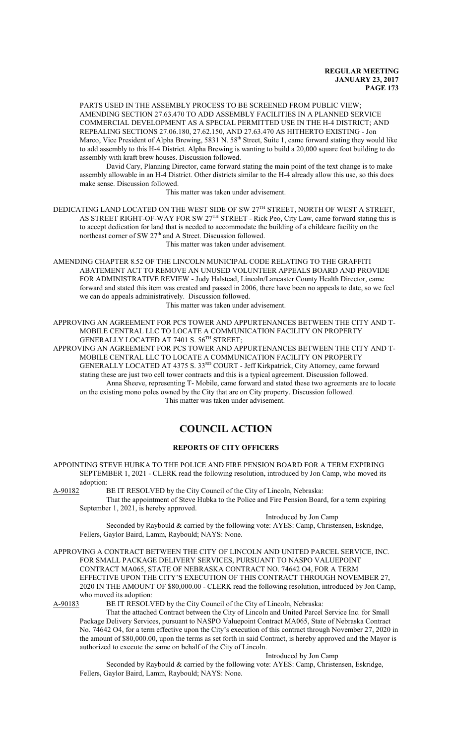PARTS USED IN THE ASSEMBLY PROCESS TO BE SCREENED FROM PUBLIC VIEW; AMENDING SECTION 27.63.470 TO ADD ASSEMBLY FACILITIES IN A PLANNED SERVICE COMMERCIAL DEVELOPMENT AS A SPECIAL PERMITTED USE IN THE H-4 DISTRICT; AND REPEALING SECTIONS 27.06.180, 27.62.150, AND 27.63.470 AS HITHERTO EXISTING - Jon Marco, Vice President of Alpha Brewing, 5831 N. 58th Street, Suite 1, came forward stating they would like to add assembly to this H-4 District. Alpha Brewing is wanting to build a 20,000 square foot building to do assembly with kraft brew houses. Discussion followed.

David Cary, Planning Director, came forward stating the main point of the text change is to make assembly allowable in an H-4 District. Other districts similar to the H-4 already allow this use, so this does make sense. Discussion followed.

This matter was taken under advisement.

DEDICATING LAND LOCATED ON THE WEST SIDE OF SW 27TH STREET, NORTH OF WEST A STREET, AS STREET RIGHT-OF-WAY FOR SW 27TH STREET - Rick Peo, City Law, came forward stating this is to accept dedication for land that is needed to accommodate the building of a childcare facility on the northeast corner of SW 27th and A Street. Discussion followed.

This matter was taken under advisement.

AMENDING CHAPTER 8.52 OF THE LINCOLN MUNICIPAL CODE RELATING TO THE GRAFFITI ABATEMENT ACT TO REMOVE AN UNUSED VOLUNTEER APPEALS BOARD AND PROVIDE FOR ADMINISTRATIVE REVIEW - Judy Halstead, Lincoln/Lancaster County Health Director, came forward and stated this item was created and passed in 2006, there have been no appeals to date, so we feel we can do appeals administratively. Discussion followed.

This matter was taken under advisement.

APPROVING AN AGREEMENT FOR PCS TOWER AND APPURTENANCES BETWEEN THE CITY AND T-MOBILE CENTRAL LLC TO LOCATE A COMMUNICATION FACILITY ON PROPERTY GENERALLY LOCATED AT 7401 S. 56TH STREET;

APPROVING AN AGREEMENT FOR PCS TOWER AND APPURTENANCES BETWEEN THE CITY AND T-MOBILE CENTRAL LLC TO LOCATE A COMMUNICATION FACILITY ON PROPERTY GENERALLY LOCATED AT 4375 S. 33RD COURT - Jeff Kirkpatrick, City Attorney, came forward stating these are just two cell tower contracts and this is a typical agreement. Discussion followed.

Anna Sheeve, representing T- Mobile, came forward and stated these two agreements are to locate on the existing mono poles owned by the City that are on City property. Discussion followed.

This matter was taken under advisement.

# COUNCIL ACTION

## REPORTS OF CITY OFFICERS

APPOINTING STEVE HUBKA TO THE POLICE AND FIRE PENSION BOARD FOR A TERM EXPIRING SEPTEMBER 1, 2021 - CLERK read the following resolution, introduced by Jon Camp, who moved its adoption:

A-90182 BE IT RESOLVED by the City Council of the City of Lincoln, Nebraska:

That the appointment of Steve Hubka to the Police and Fire Pension Board, for a term expiring September 1, 2021, is hereby approved.

Introduced by Jon Camp

Seconded by Raybould & carried by the following vote: AYES: Camp, Christensen, Eskridge, Fellers, Gaylor Baird, Lamm, Raybould; NAYS: None.

APPROVING A CONTRACT BETWEEN THE CITY OF LINCOLN AND UNITED PARCEL SERVICE, INC. FOR SMALL PACKAGE DELIVERY SERVICES, PURSUANT TO NASPO VALUEPOINT CONTRACT MA065, STATE OF NEBRASKA CONTRACT NO. 74642 O4, FOR A TERM EFFECTIVE UPON THE CITY'S EXECUTION OF THIS CONTRACT THROUGH NOVEMBER 27, 2020 IN THE AMOUNT OF $80,000.00 - CLERK read the following resolution, introduced by Jon Camp, who moved its adoption:

A-90183 BE IT RESOLVED by the City Council of the City of Lincoln, Nebraska:

That the attached Contract between the City of Lincoln and United Parcel Service Inc. for Small Package Delivery Services, pursuant to NASPO Valuepoint Contract MA065, State of Nebraska Contract No. 74642 O4, for a term effective upon the City's execution of this contract through November 27, 2020 in the amount of $80,000.00, upon the terms as set forth in said Contract, is hereby approved and the Mayor is authorized to execute the same on behalf of the City of Lincoln.

Introduced by Jon Camp

Seconded by Raybould & carried by the following vote: AYES: Camp, Christensen, Eskridge, Fellers, Gaylor Baird, Lamm, Raybould; NAYS: None.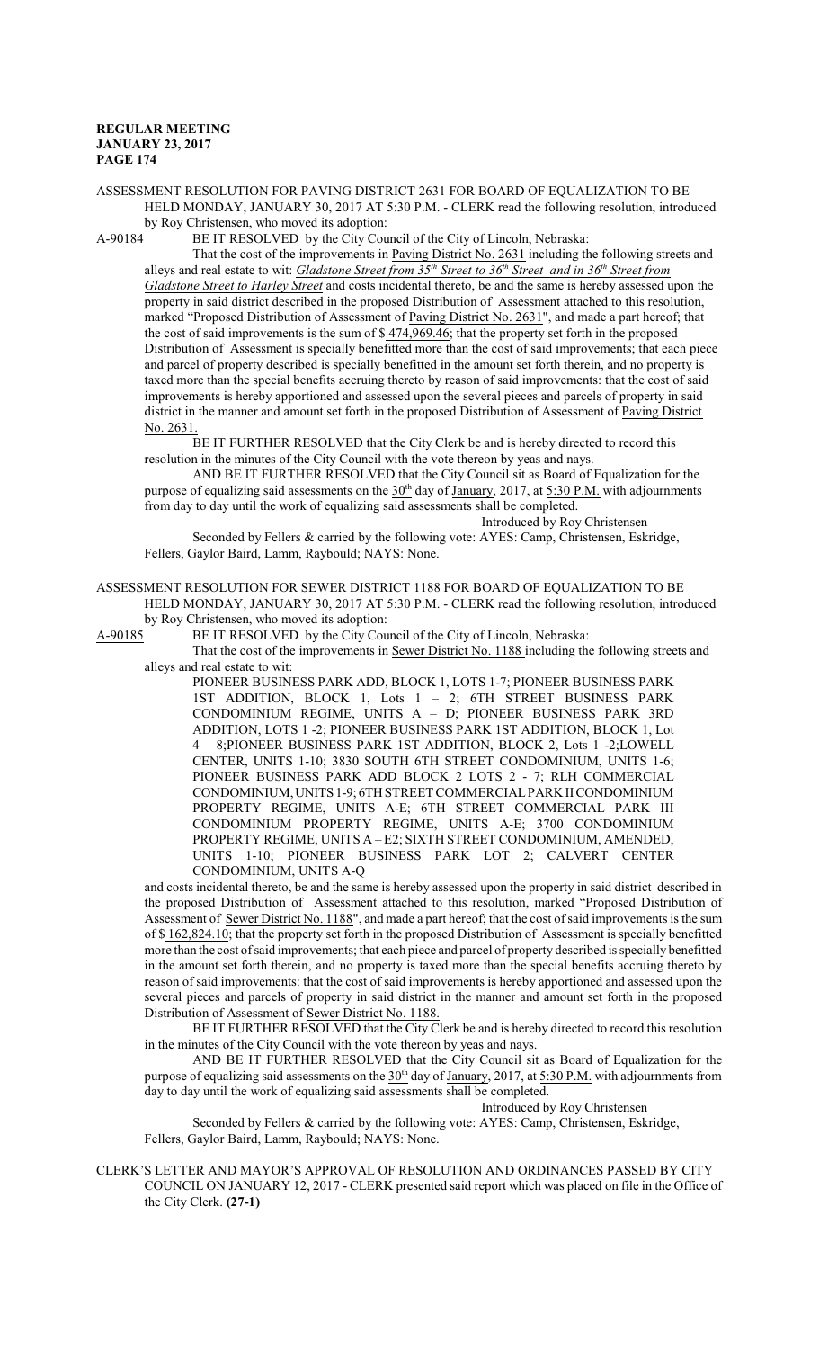ASSESSMENT RESOLUTION FOR PAVING DISTRICT 2631 FOR BOARD OF EQUALIZATION TO BE HELD MONDAY, JANUARY 30, 2017 AT 5:30 P.M. - CLERK read the following resolution, introduced by Roy Christensen, who moved its adoption:

A-90184 BE IT RESOLVED by the City Council of the City of Lincoln, Nebraska:

That the cost of the improvements in Paving District No. 2631 including the following streets and alleys and real estate to wit: *Gladstone Street from 35th Street to 36th Street and in 36th Street from Gladstone Street to Harley Street* and costs incidental thereto, be and the same is hereby assessed upon the property in said district described in the proposed Distribution of Assessment attached to this resolution, marked "Proposed Distribution of Assessment of Paving District No. 2631", and made a part hereof; that the cost of said improvements is the sum of $ 474,969.46; that the property set forth in the proposed Distribution of Assessment is specially benefitted more than the cost of said improvements; that each piece and parcel of property described is specially benefitted in the amount set forth therein, and no property is taxed more than the special benefits accruing thereto by reason of said improvements: that the cost of said improvements is hereby apportioned and assessed upon the several pieces and parcels of property in said district in the manner and amount set forth in the proposed Distribution of Assessment of Paving District No. 2631.

BE IT FURTHER RESOLVED that the City Clerk be and is hereby directed to record this resolution in the minutes of the City Council with the vote thereon by yeas and nays.

AND BE IT FURTHER RESOLVED that the City Council sit as Board of Equalization for the purpose of equalizing said assessments on the 30th day of January, 2017, at 5:30 P.M. with adjournments from day to day until the work of equalizing said assessments shall be completed.

Introduced by Roy Christensen

Seconded by Fellers & carried by the following vote: AYES: Camp, Christensen, Eskridge, Fellers, Gaylor Baird, Lamm, Raybould; NAYS: None.

ASSESSMENT RESOLUTION FOR SEWER DISTRICT 1188 FOR BOARD OF EQUALIZATION TO BE HELD MONDAY, JANUARY 30, 2017 AT 5:30 P.M. - CLERK read the following resolution, introduced by Roy Christensen, who moved its adoption:

A-90185 BE IT RESOLVED by the City Council of the City of Lincoln, Nebraska:

That the cost of the improvements in Sewer District No. 1188 including the following streets and alleys and real estate to wit:

PIONEER BUSINESS PARK ADD, BLOCK 1, LOTS 1-7; PIONEER BUSINESS PARK 1ST ADDITION, BLOCK 1, Lots 1 – 2; 6TH STREET BUSINESS PARK CONDOMINIUM REGIME, UNITS A – D; PIONEER BUSINESS PARK 3RD ADDITION, LOTS 1 -2; PIONEER BUSINESS PARK 1ST ADDITION, BLOCK 1, Lot 4 – 8;PIONEER BUSINESS PARK 1ST ADDITION, BLOCK 2, Lots 1 -2;LOWELL CENTER, UNITS 1-10; 3830 SOUTH 6TH STREET CONDOMINIUM, UNITS 1-6; PIONEER BUSINESS PARK ADD BLOCK 2 LOTS 2 - 7; RLH COMMERCIAL CONDOMINIUM, UNITS 1-9; 6TH STREET COMMERCIAL PARK II CONDOMINIUM PROPERTY REGIME, UNITS A-E; 6TH STREET COMMERCIAL PARK III CONDOMINIUM PROPERTY REGIME, UNITS A-E; 3700 CONDOMINIUM PROPERTY REGIME, UNITS A – E2; SIXTH STREET CONDOMINIUM, AMENDED, UNITS 1-10; PIONEER BUSINESS PARK LOT 2; CALVERT CENTER CONDOMINIUM, UNITS A-Q

and costs incidental thereto, be and the same is hereby assessed upon the property in said district described in the proposed Distribution of Assessment attached to this resolution, marked "Proposed Distribution of Assessment of Sewer District No. 1188", and made a part hereof; that the cost of said improvements is the sum of $ 162,824.10; that the property set forth in the proposed Distribution of Assessment is specially benefitted more than the cost of said improvements; that each piece and parcel of property described is specially benefitted in the amount set forth therein, and no property is taxed more than the special benefits accruing thereto by reason of said improvements: that the cost of said improvements is hereby apportioned and assessed upon the several pieces and parcels of property in said district in the manner and amount set forth in the proposed Distribution of Assessment of Sewer District No. 1188.

BE IT FURTHER RESOLVED that the City Clerk be and is hereby directed to record this resolution in the minutes of the City Council with the vote thereon by yeas and nays.

AND BE IT FURTHER RESOLVED that the City Council sit as Board of Equalization for the purpose of equalizing said assessments on the 30th day of January, 2017, at 5:30 P.M. with adjournments from day to day until the work of equalizing said assessments shall be completed.

Introduced by Roy Christensen

Seconded by Fellers & carried by the following vote: AYES: Camp, Christensen, Eskridge, Fellers, Gaylor Baird, Lamm, Raybould; NAYS: None.

CLERK'S LETTER AND MAYOR'S APPROVAL OF RESOLUTION AND ORDINANCES PASSED BY CITY COUNCIL ON JANUARY 12, 2017 - CLERK presented said report which was placed on file in the Office of the City Clerk. **(27-1)**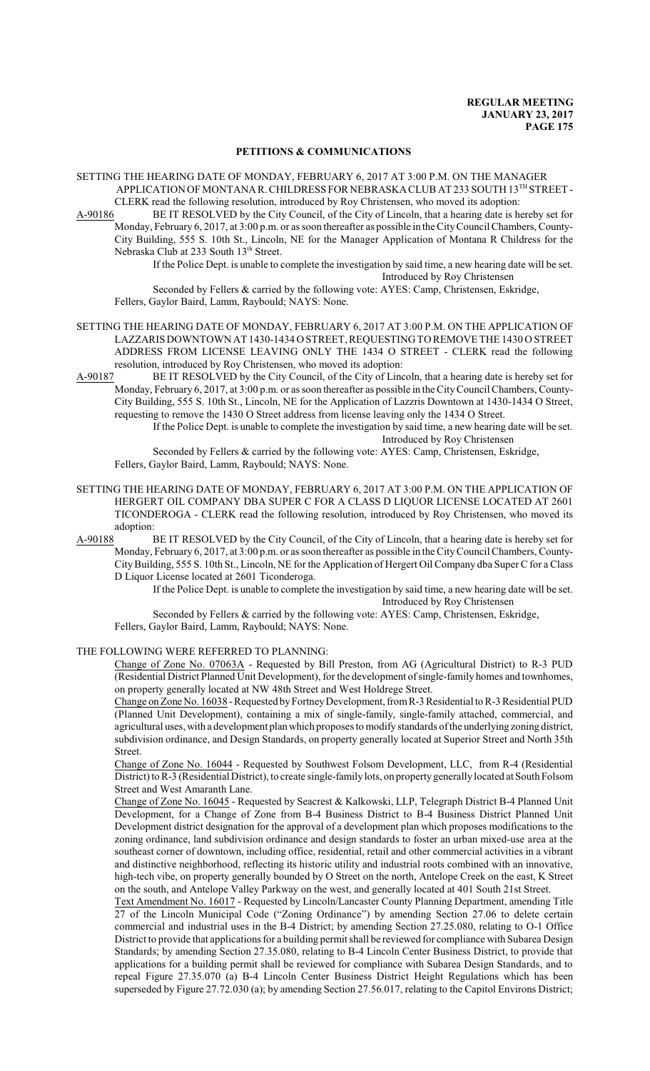## PETITIONS & COMMUNICATIONS

SETTING THE HEARING DATE OF MONDAY, FEBRUARY 6, 2017 AT 3:00 P.M. ON THE MANAGER APPLICATION OF MONTANA R. CHILDRESS FOR NEBRASKA CLUB AT 233 SOUTH 13TH STREET - CLERK read the following resolution, introduced by Roy Christensen, who moved its adoption:

A-90186 BE IT RESOLVED by the City Council, of the City of Lincoln, that a hearing date is hereby set for Monday, February 6, 2017, at 3:00 p.m. or as soon thereafter as possible in the City Council Chambers, County-City Building, 555 S. 10th St., Lincoln, NE for the Manager Application of Montana R Childress for the Nebraska Club at 233 South 13th Street.

If the Police Dept. is unable to complete the investigation by said time, a new hearing date will be set.

Introduced by Roy Christensen

Seconded by Fellers & carried by the following vote: AYES: Camp, Christensen, Eskridge, Fellers, Gaylor Baird, Lamm, Raybould; NAYS: None.

SETTING THE HEARING DATE OF MONDAY, FEBRUARY 6, 2017 AT 3:00 P.M. ON THE APPLICATION OF LAZZARIS DOWNTOWN AT 1430-1434 O STREET, REQUESTING TO REMOVE THE 1430 O STREET ADDRESS FROM LICENSE LEAVING ONLY THE 1434 O STREET - CLERK read the following resolution, introduced by Roy Christensen, who moved its adoption:

A-90187 BE IT RESOLVED by the City Council, of the City of Lincoln, that a hearing date is hereby set for Monday, February 6, 2017, at 3:00 p.m. or as soon thereafter as possible in the City Council Chambers, County-City Building, 555 S. 10th St., Lincoln, NE for the Application of Lazzris Downtown at 1430-1434 O Street, requesting to remove the 1430 O Street address from license leaving only the 1434 O Street.

If the Police Dept. is unable to complete the investigation by said time, a new hearing date will be set.

Introduced by Roy Christensen

Seconded by Fellers & carried by the following vote: AYES: Camp, Christensen, Eskridge, Fellers, Gaylor Baird, Lamm, Raybould; NAYS: None.

SETTING THE HEARING DATE OF MONDAY, FEBRUARY 6, 2017 AT 3:00 P.M. ON THE APPLICATION OF HERGERT OIL COMPANY DBA SUPER C FOR A CLASS D LIQUOR LICENSE LOCATED AT 2601 TICONDEROGA - CLERK read the following resolution, introduced by Roy Christensen, who moved its adoption:

A-90188 BE IT RESOLVED by the City Council, of the City of Lincoln, that a hearing date is hereby set for Monday, February 6, 2017, at 3:00 p.m. or as soon thereafter as possible in the City Council Chambers, County-City Building, 555 S. 10th St., Lincoln, NE for the Application of Hergert Oil Company dba Super C for a Class D Liquor License located at 2601 Ticonderoga.

If the Police Dept. is unable to complete the investigation by said time, a new hearing date will be set.

Introduced by Roy Christensen

Seconded by Fellers & carried by the following vote: AYES: Camp, Christensen, Eskridge, Fellers, Gaylor Baird, Lamm, Raybould; NAYS: None.

THE FOLLOWING WERE REFERRED TO PLANNING:

Change of Zone No. 07063A - Requested by Bill Preston, from AG (Agricultural District) to R-3 PUD (Residential District Planned Unit Development), for the development of single-family homes and townhomes, on property generally located at NW 48th Street and West Holdrege Street.

Change on Zone No. 16038 - Requested by Fortney Development, from R-3 Residential to R-3 Residential PUD (Planned Unit Development), containing a mix of single-family, single-family attached, commercial, and agricultural uses, with a development plan which proposes to modify standards of the underlying zoning district, subdivision ordinance, and Design Standards, on property generally located at Superior Street and North 35th Street.

Change of Zone No. 16044 - Requested by Southwest Folsom Development, LLC, from R-4 (Residential District) to R-3 (Residential District), to create single-family lots, on property generally located at South Folsom Street and West Amaranth Lane.

Change of Zone No. 16045 - Requested by Seacrest & Kalkowski, LLP, Telegraph District B-4 Planned Unit Development, for a Change of Zone from B-4 Business District to B-4 Business District Planned Unit Development district designation for the approval of a development plan which proposes modifications to the zoning ordinance, land subdivision ordinance and design standards to foster an urban mixed-use area at the southeast corner of downtown, including office, residential, retail and other commercial activities in a vibrant and distinctive neighborhood, reflecting its historic utility and industrial roots combined with an innovative, high-tech vibe, on property generally bounded by O Street on the north, Antelope Creek on the east, K Street on the south, and Antelope Valley Parkway on the west, and generally located at 401 South 21st Street.

Text Amendment No. 16017 - Requested by Lincoln/Lancaster County Planning Department, amending Title 27 of the Lincoln Municipal Code ("Zoning Ordinance") by amending Section 27.06 to delete certain commercial and industrial uses in the B-4 District; by amending Section 27.25.080, relating to O-1 Office District to provide that applications for a building permit shall be reviewed for compliance with Subarea Design Standards; by amending Section 27.35.080, relating to B-4 Lincoln Center Business District, to provide that applications for a building permit shall be reviewed for compliance with Subarea Design Standards, and to repeal Figure 27.35.070 (a) B-4 Lincoln Center Business District Height Regulations which has been superseded by Figure 27.72.030 (a); by amending Section 27.56.017, relating to the Capitol Environs District;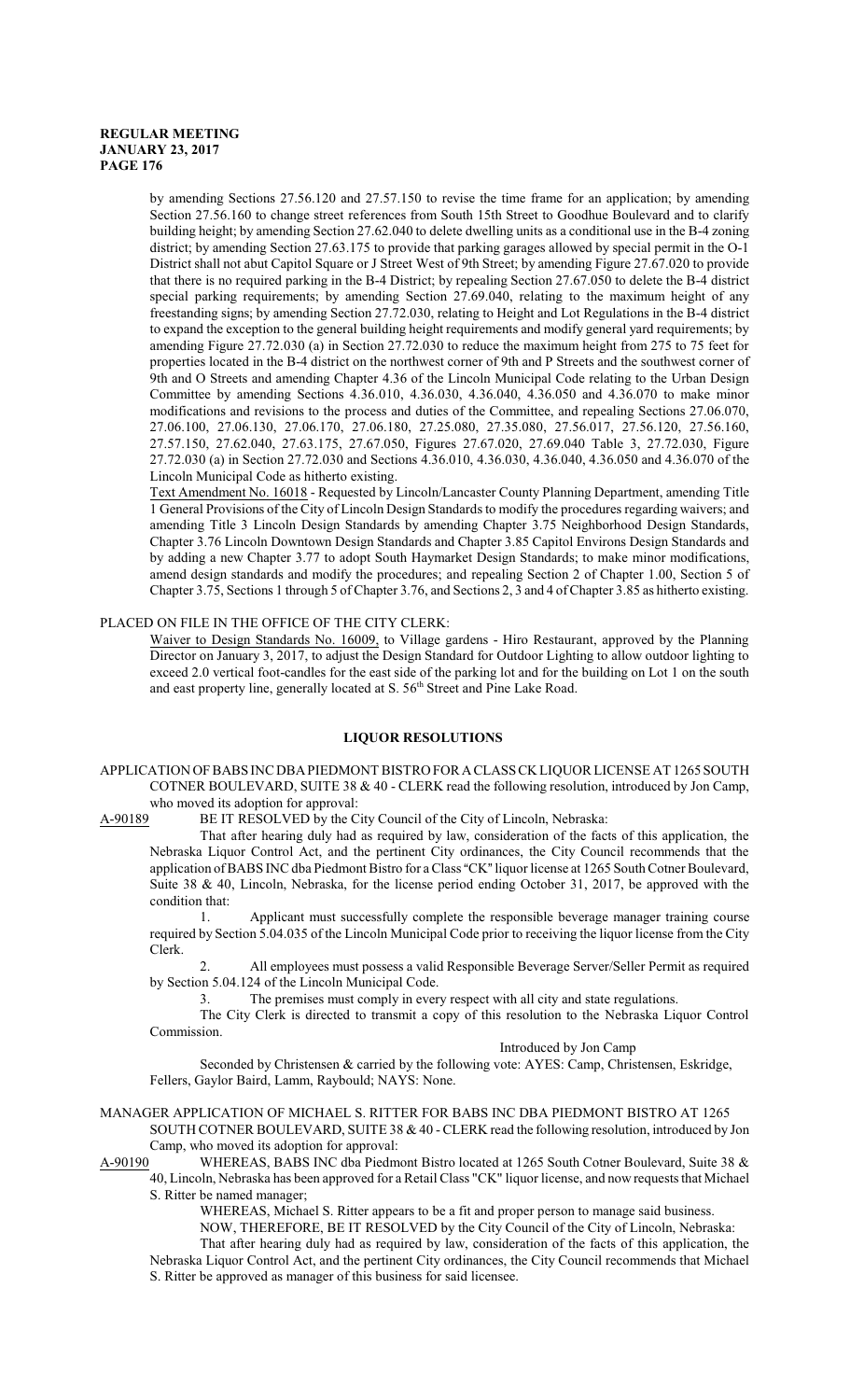by amending Sections 27.56.120 and 27.57.150 to revise the time frame for an application; by amending Section 27.56.160 to change street references from South 15th Street to Goodhue Boulevard and to clarify building height; by amending Section 27.62.040 to delete dwelling units as a conditional use in the B-4 zoning district; by amending Section 27.63.175 to provide that parking garages allowed by special permit in the O-1 District shall not abut Capitol Square or J Street West of 9th Street; by amending Figure 27.67.020 to provide that there is no required parking in the B-4 District; by repealing Section 27.67.050 to delete the B-4 district special parking requirements; by amending Section 27.69.040, relating to the maximum height of any freestanding signs; by amending Section 27.72.030, relating to Height and Lot Regulations in the B-4 district to expand the exception to the general building height requirements and modify general yard requirements; by amending Figure 27.72.030 (a) in Section 27.72.030 to reduce the maximum height from 275 to 75 feet for properties located in the B-4 district on the northwest corner of 9th and P Streets and the southwest corner of 9th and O Streets and amending Chapter 4.36 of the Lincoln Municipal Code relating to the Urban Design Committee by amending Sections 4.36.010, 4.36.030, 4.36.040, 4.36.050 and 4.36.070 to make minor modifications and revisions to the process and duties of the Committee, and repealing Sections 27.06.070, 27.06.100, 27.06.130, 27.06.170, 27.06.180, 27.25.080, 27.35.080, 27.56.017, 27.56.120, 27.56.160, 27.57.150, 27.62.040, 27.63.175, 27.67.050, Figures 27.67.020, 27.69.040 Table 3, 27.72.030, Figure 27.72.030 (a) in Section 27.72.030 and Sections 4.36.010, 4.36.030, 4.36.040, 4.36.050 and 4.36.070 of the Lincoln Municipal Code as hitherto existing.

Text Amendment No. 16018 - Requested by Lincoln/Lancaster County Planning Department, amending Title 1 General Provisions of the City of Lincoln Design Standards to modify the procedures regarding waivers; and amending Title 3 Lincoln Design Standards by amending Chapter 3.75 Neighborhood Design Standards, Chapter 3.76 Lincoln Downtown Design Standards and Chapter 3.85 Capitol Environs Design Standards and by adding a new Chapter 3.77 to adopt South Haymarket Design Standards; to make minor modifications, amend design standards and modify the procedures; and repealing Section 2 of Chapter 1.00, Section 5 of Chapter 3.75, Sections 1 through 5 of Chapter 3.76, and Sections 2, 3 and 4 of Chapter 3.85 as hitherto existing.

PLACED ON FILE IN THE OFFICE OF THE CITY CLERK:

Waiver to Design Standards No. 16009, to Village gardens - Hiro Restaurant, approved by the Planning Director on January 3, 2017, to adjust the Design Standard for Outdoor Lighting to allow outdoor lighting to exceed 2.0 vertical foot-candles for the east side of the parking lot and for the building on Lot 1 on the south and east property line, generally located at S. 56th Street and Pine Lake Road.

## LIQUOR RESOLUTIONS

APPLICATION OF BABS INC DBA PIEDMONT BISTRO FOR A CLASS CK LIQUOR LICENSE AT 1265 SOUTH COTNER BOULEVARD, SUITE 38 & 40 - CLERK read the following resolution, introduced by Jon Camp, who moved its adoption for approval:

A-90189 BE IT RESOLVED by the City Council of the City of Lincoln, Nebraska:

That after hearing duly had as required by law, consideration of the facts of this application, the Nebraska Liquor Control Act, and the pertinent City ordinances, the City Council recommends that the application of BABS INC dba Piedmont Bistro for a Class "CK" liquor license at 1265 South Cotner Boulevard, Suite 38 & 40, Lincoln, Nebraska, for the license period ending October 31, 2017, be approved with the condition that:

1. Applicant must successfully complete the responsible beverage manager training course required by Section 5.04.035 of the Lincoln Municipal Code prior to receiving the liquor license from the City Clerk.

2. All employees must possess a valid Responsible Beverage Server/Seller Permit as required by Section 5.04.124 of the Lincoln Municipal Code.

3. The premises must comply in every respect with all city and state regulations.

The City Clerk is directed to transmit a copy of this resolution to the Nebraska Liquor Control Commission.

Introduced by Jon Camp

Seconded by Christensen & carried by the following vote: AYES: Camp, Christensen, Eskridge, Fellers, Gaylor Baird, Lamm, Raybould; NAYS: None.

MANAGER APPLICATION OF MICHAEL S. RITTER FOR BABS INC DBA PIEDMONT BISTRO AT 1265 SOUTH COTNER BOULEVARD, SUITE 38 & 40 - CLERK read the following resolution, introduced by Jon Camp, who moved its adoption for approval:

A-90190 WHEREAS, BABS INC dba Piedmont Bistro located at 1265 South Cotner Boulevard, Suite 38 & 40, Lincoln, Nebraska has been approved for a Retail Class "CK" liquor license, and now requests that Michael S. Ritter be named manager;

WHEREAS, Michael S. Ritter appears to be a fit and proper person to manage said business.

NOW, THEREFORE, BE IT RESOLVED by the City Council of the City of Lincoln, Nebraska:

That after hearing duly had as required by law, consideration of the facts of this application, the Nebraska Liquor Control Act, and the pertinent City ordinances, the City Council recommends that Michael S. Ritter be approved as manager of this business for said licensee.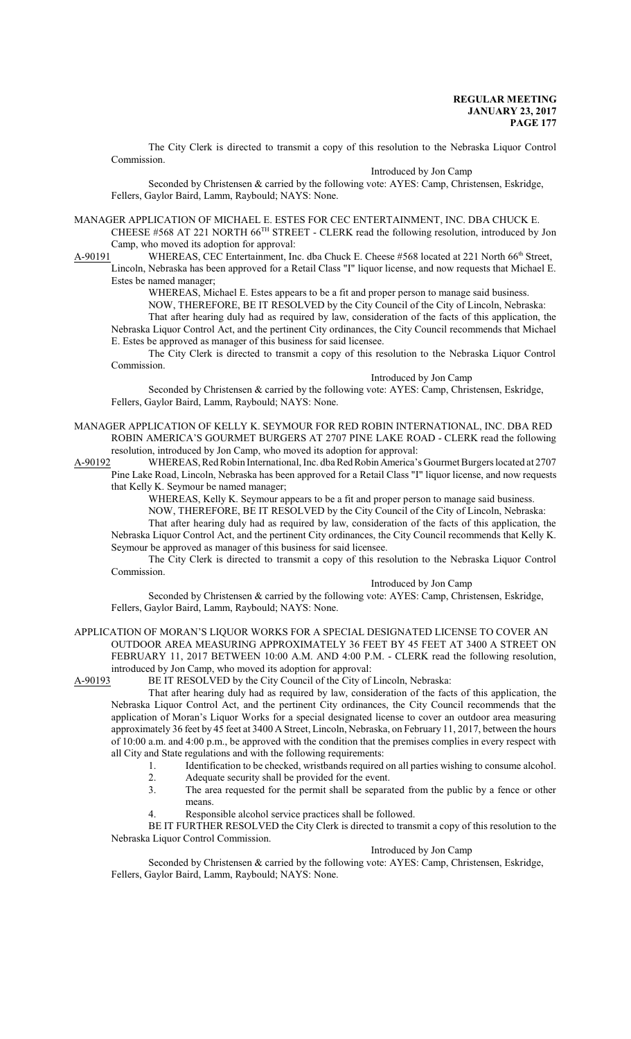The City Clerk is directed to transmit a copy of this resolution to the Nebraska Liquor Control Commission.

Introduced by Jon Camp

Seconded by Christensen & carried by the following vote: AYES: Camp, Christensen, Eskridge, Fellers, Gaylor Baird, Lamm, Raybould; NAYS: None.

MANAGER APPLICATION OF MICHAEL E. ESTES FOR CEC ENTERTAINMENT, INC. DBA CHUCK E. CHEESE #568 AT 221 NORTH 66TH STREET - CLERK read the following resolution, introduced by Jon Camp, who moved its adoption for approval:

A-90191 WHEREAS, CEC Entertainment, Inc. dba Chuck E. Cheese #568 located at 221 North 66th Street, Lincoln, Nebraska has been approved for a Retail Class "I" liquor license, and now requests that Michael E. Estes be named manager;

WHEREAS, Michael E. Estes appears to be a fit and proper person to manage said business.

NOW, THEREFORE, BE IT RESOLVED by the City Council of the City of Lincoln, Nebraska:

That after hearing duly had as required by law, consideration of the facts of this application, the Nebraska Liquor Control Act, and the pertinent City ordinances, the City Council recommends that Michael E. Estes be approved as manager of this business for said licensee.

The City Clerk is directed to transmit a copy of this resolution to the Nebraska Liquor Control Commission.

Introduced by Jon Camp

Seconded by Christensen & carried by the following vote: AYES: Camp, Christensen, Eskridge, Fellers, Gaylor Baird, Lamm, Raybould; NAYS: None.

MANAGER APPLICATION OF KELLY K. SEYMOUR FOR RED ROBIN INTERNATIONAL, INC. DBA RED ROBIN AMERICA'S GOURMET BURGERS AT 2707 PINE LAKE ROAD - CLERK read the following resolution, introduced by Jon Camp, who moved its adoption for approval:

A-90192 WHEREAS, Red Robin International, Inc. dba Red Robin America's Gourmet Burgers located at 2707 Pine Lake Road, Lincoln, Nebraska has been approved for a Retail Class "I" liquor license, and now requests that Kelly K. Seymour be named manager;

WHEREAS, Kelly K. Seymour appears to be a fit and proper person to manage said business.

NOW, THEREFORE, BE IT RESOLVED by the City Council of the City of Lincoln, Nebraska:

That after hearing duly had as required by law, consideration of the facts of this application, the Nebraska Liquor Control Act, and the pertinent City ordinances, the City Council recommends that Kelly K. Seymour be approved as manager of this business for said licensee.

The City Clerk is directed to transmit a copy of this resolution to the Nebraska Liquor Control Commission.

Introduced by Jon Camp

Seconded by Christensen & carried by the following vote: AYES: Camp, Christensen, Eskridge, Fellers, Gaylor Baird, Lamm, Raybould; NAYS: None.

APPLICATION OF MORAN'S LIQUOR WORKS FOR A SPECIAL DESIGNATED LICENSE TO COVER AN OUTDOOR AREA MEASURING APPROXIMATELY 36 FEET BY 45 FEET AT 3400 A STREET ON FEBRUARY 11, 2017 BETWEEN 10:00 A.M. AND 4:00 P.M. - CLERK read the following resolution, introduced by Jon Camp, who moved its adoption for approval:

A-90193 BE IT RESOLVED by the City Council of the City of Lincoln, Nebraska:

That after hearing duly had as required by law, consideration of the facts of this application, the Nebraska Liquor Control Act, and the pertinent City ordinances, the City Council recommends that the application of Moran's Liquor Works for a special designated license to cover an outdoor area measuring approximately 36 feet by 45 feet at 3400 A Street, Lincoln, Nebraska, on February 11, 2017, between the hours of 10:00 a.m. and 4:00 p.m., be approved with the condition that the premises complies in every respect with all City and State regulations and with the following requirements:

1. Identification to be checked, wristbands required on all parties wishing to consume alcohol.
2. Adequate security shall be provided for the event.
3. The area requested for the permit shall be separated from the public by a fence or other means.
4. Responsible alcohol service practices shall be followed.

BE IT FURTHER RESOLVED the City Clerk is directed to transmit a copy of this resolution to the Nebraska Liquor Control Commission.

Introduced by Jon Camp

Seconded by Christensen & carried by the following vote: AYES: Camp, Christensen, Eskridge, Fellers, Gaylor Baird, Lamm, Raybould; NAYS: None.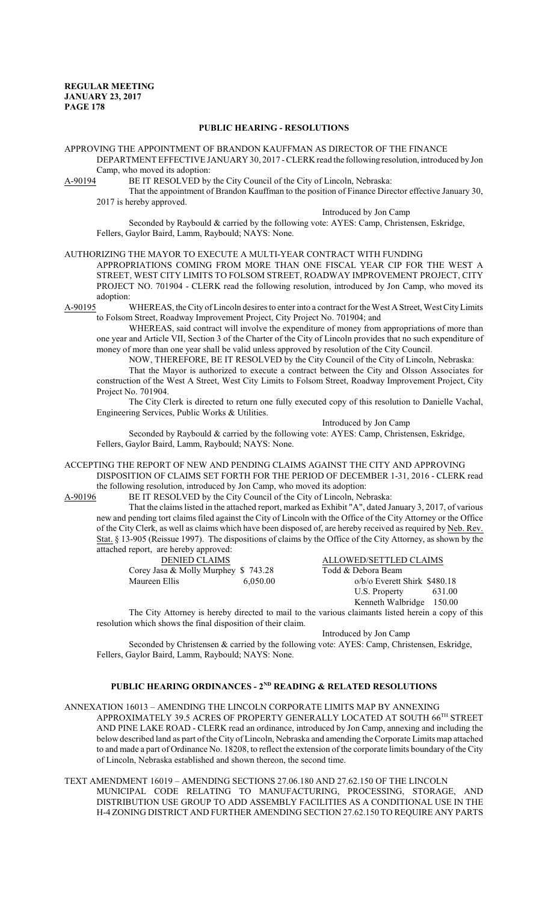## PUBLIC HEARING - RESOLUTIONS

APPROVING THE APPOINTMENT OF BRANDON KAUFFMAN AS DIRECTOR OF THE FINANCE DEPARTMENT EFFECTIVE JANUARY 30, 2017 - CLERK read the following resolution, introduced by Jon Camp, who moved its adoption:

A-90194 BE IT RESOLVED by the City Council of the City of Lincoln, Nebraska:

That the appointment of Brandon Kauffman to the position of Finance Director effective January 30, 2017 is hereby approved.

Introduced by Jon Camp

Seconded by Raybould & carried by the following vote: AYES: Camp, Christensen, Eskridge, Fellers, Gaylor Baird, Lamm, Raybould; NAYS: None.

AUTHORIZING THE MAYOR TO EXECUTE A MULTI-YEAR CONTRACT WITH FUNDING APPROPRIATIONS COMING FROM MORE THAN ONE FISCAL YEAR CIP FOR THE WEST A STREET, WEST CITY LIMITS TO FOLSOM STREET, ROADWAY IMPROVEMENT PROJECT, CITY PROJECT NO. 701904 - CLERK read the following resolution, introduced by Jon Camp, who moved its adoption:

A-90195 WHEREAS, the City of Lincoln desires to enter into a contract for the West A Street, West City Limits to Folsom Street, Roadway Improvement Project, City Project No. 701904; and

WHEREAS, said contract will involve the expenditure of money from appropriations of more than one year and Article VII, Section 3 of the Charter of the City of Lincoln provides that no such expenditure of money of more than one year shall be valid unless approved by resolution of the City Council.

NOW, THEREFORE, BE IT RESOLVED by the City Council of the City of Lincoln, Nebraska:

That the Mayor is authorized to execute a contract between the City and Olsson Associates for construction of the West A Street, West City Limits to Folsom Street, Roadway Improvement Project, City Project No. 701904.

The City Clerk is directed to return one fully executed copy of this resolution to Danielle Vachal, Engineering Services, Public Works & Utilities.

Introduced by Jon Camp

Seconded by Raybould & carried by the following vote: AYES: Camp, Christensen, Eskridge, Fellers, Gaylor Baird, Lamm, Raybould; NAYS: None.

ACCEPTING THE REPORT OF NEW AND PENDING CLAIMS AGAINST THE CITY AND APPROVING DISPOSITION OF CLAIMS SET FORTH FOR THE PERIOD OF DECEMBER 1-31, 2016 - CLERK read the following resolution, introduced by Jon Camp, who moved its adoption:

A-90196 BE IT RESOLVED by the City Council of the City of Lincoln, Nebraska:

That the claims listed in the attached report, marked as Exhibit "A", dated January 3, 2017, of various new and pending tort claims filed against the City of Lincoln with the Office of the City Attorney or the Office of the City Clerk, as well as claims which have been disposed of, are hereby received as required by Neb. Rev. Stat. § 13-905 (Reissue 1997). The dispositions of claims by the Office of the City Attorney, as shown by the attached report, are hereby approved:

| DENIED CLAIMS | | ALLOWED/SETTLED CLAIMS | |
|---|---|---|---|
| Corey Jasa & Molly Murphey | $ 743.28 | Todd & Debora Beam | |
| Maureen Ellis | 6,050.00 | o/b/o Everett Shirk | $480.18 |
| | | U.S. Property | 631.00 |
| | | Kenneth Walbridge | 150.00 |

The City Attorney is hereby directed to mail to the various claimants listed herein a copy of this resolution which shows the final disposition of their claim.

Introduced by Jon Camp

Seconded by Christensen & carried by the following vote: AYES: Camp, Christensen, Eskridge, Fellers, Gaylor Baird, Lamm, Raybould; NAYS: None.

## PUBLIC HEARING ORDINANCES - 2ND READING & RELATED RESOLUTIONS

ANNEXATION 16013 – AMENDING THE LINCOLN CORPORATE LIMITS MAP BY ANNEXING APPROXIMATELY 39.5 ACRES OF PROPERTY GENERALLY LOCATED AT SOUTH 66TH STREET AND PINE LAKE ROAD - CLERK read an ordinance, introduced by Jon Camp, annexing and including the below described land as part of the City of Lincoln, Nebraska and amending the Corporate Limits map attached to and made a part of Ordinance No. 18208, to reflect the extension of the corporate limits boundary of the City of Lincoln, Nebraska established and shown thereon, the second time.

TEXT AMENDMENT 16019 – AMENDING SECTIONS 27.06.180 AND 27.62.150 OF THE LINCOLN MUNICIPAL CODE RELATING TO MANUFACTURING, PROCESSING, STORAGE, AND DISTRIBUTION USE GROUP TO ADD ASSEMBLY FACILITIES AS A CONDITIONAL USE IN THE H-4 ZONING DISTRICT AND FURTHER AMENDING SECTION 27.62.150 TO REQUIRE ANY PARTS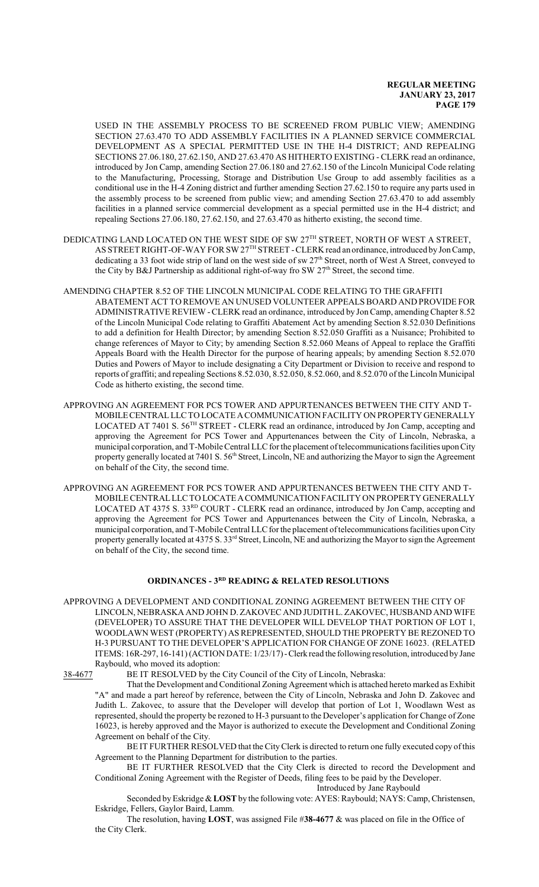USED IN THE ASSEMBLY PROCESS TO BE SCREENED FROM PUBLIC VIEW; AMENDING SECTION 27.63.470 TO ADD ASSEMBLY FACILITIES IN A PLANNED SERVICE COMMERCIAL DEVELOPMENT AS A SPECIAL PERMITTED USE IN THE H-4 DISTRICT; AND REPEALING SECTIONS 27.06.180, 27.62.150, AND 27.63.470 AS HITHERTO EXISTING - CLERK read an ordinance, introduced by Jon Camp, amending Section 27.06.180 and 27.62.150 of the Lincoln Municipal Code relating to the Manufacturing, Processing, Storage and Distribution Use Group to add assembly facilities as a conditional use in the H-4 Zoning district and further amending Section 27.62.150 to require any parts used in the assembly process to be screened from public view; and amending Section 27.63.470 to add assembly facilities in a planned service commercial development as a special permitted use in the H-4 district; and repealing Sections 27.06.180, 27.62.150, and 27.63.470 as hitherto existing, the second time.

DEDICATING LAND LOCATED ON THE WEST SIDE OF SW 27TH STREET, NORTH OF WEST A STREET, AS STREET RIGHT-OF-WAY FOR SW 27TH STREET - CLERK read an ordinance, introduced by Jon Camp, dedicating a 33 foot wide strip of land on the west side of sw 27th Street, north of West A Street, conveyed to the City by B&J Partnership as additional right-of-way fro SW 27th Street, the second time.

AMENDING CHAPTER 8.52 OF THE LINCOLN MUNICIPAL CODE RELATING TO THE GRAFFITI ABATEMENT ACT TO REMOVE AN UNUSED VOLUNTEER APPEALS BOARD AND PROVIDE FOR ADMINISTRATIVE REVIEW - CLERK read an ordinance, introduced by Jon Camp, amending Chapter 8.52 of the Lincoln Municipal Code relating to Graffiti Abatement Act by amending Section 8.52.030 Definitions to add a definition for Health Director; by amending Section 8.52.050 Graffiti as a Nuisance; Prohibited to change references of Mayor to City; by amending Section 8.52.060 Means of Appeal to replace the Graffiti Appeals Board with the Health Director for the purpose of hearing appeals; by amending Section 8.52.070 Duties and Powers of Mayor to include designating a City Department or Division to receive and respond to reports of graffiti; and repealing Sections 8.52.030, 8.52.050, 8.52.060, and 8.52.070 of the Lincoln Municipal Code as hitherto existing, the second time.

APPROVING AN AGREEMENT FOR PCS TOWER AND APPURTENANCES BETWEEN THE CITY AND T-MOBILE CENTRAL LLC TO LOCATE A COMMUNICATION FACILITY ON PROPERTY GENERALLY LOCATED AT 7401 S. 56TH STREET - CLERK read an ordinance, introduced by Jon Camp, accepting and approving the Agreement for PCS Tower and Appurtenances between the City of Lincoln, Nebraska, a municipal corporation, and T-Mobile Central LLC for the placement of telecommunications facilities upon City property generally located at 7401 S. 56th Street, Lincoln, NE and authorizing the Mayor to sign the Agreement on behalf of the City, the second time.

APPROVING AN AGREEMENT FOR PCS TOWER AND APPURTENANCES BETWEEN THE CITY AND T-MOBILE CENTRAL LLC TO LOCATE A COMMUNICATION FACILITY ON PROPERTY GENERALLY LOCATED AT 4375 S. 33RD COURT - CLERK read an ordinance, introduced by Jon Camp, accepting and approving the Agreement for PCS Tower and Appurtenances between the City of Lincoln, Nebraska, a municipal corporation, and T-Mobile Central LLC for the placement of telecommunications facilities upon City property generally located at 4375 S. 33rd Street, Lincoln, NE and authorizing the Mayor to sign the Agreement on behalf of the City, the second time.

## ORDINANCES - 3RD READING & RELATED RESOLUTIONS

APPROVING A DEVELOPMENT AND CONDITIONAL ZONING AGREEMENT BETWEEN THE CITY OF LINCOLN, NEBRASKA AND JOHN D. ZAKOVEC AND JUDITH L. ZAKOVEC, HUSBAND AND WIFE (DEVELOPER) TO ASSURE THAT THE DEVELOPER WILL DEVELOP THAT PORTION OF LOT 1, WOODLAWN WEST (PROPERTY) AS REPRESENTED, SHOULD THE PROPERTY BE REZONED TO H-3 PURSUANT TO THE DEVELOPER'S APPLICATION FOR CHANGE OF ZONE 16023. (RELATED ITEMS: 16R-297, 16-141) (ACTION DATE: 1/23/17) - Clerk read the following resolution, introduced by Jane Raybould, who moved its adoption:

38-4677 BE IT RESOLVED by the City Council of the City of Lincoln, Nebraska:

That the Development and Conditional Zoning Agreement which is attached hereto marked as Exhibit "A" and made a part hereof by reference, between the City of Lincoln, Nebraska and John D. Zakovec and Judith L. Zakovec, to assure that the Developer will develop that portion of Lot 1, Woodlawn West as represented, should the property be rezoned to H-3 pursuant to the Developer's application for Change of Zone 16023, is hereby approved and the Mayor is authorized to execute the Development and Conditional Zoning Agreement on behalf of the City.

BE IT FURTHER RESOLVED that the City Clerk is directed to return one fully executed copy of this Agreement to the Planning Department for distribution to the parties.

BE IT FURTHER RESOLVED that the City Clerk is directed to record the Development and Conditional Zoning Agreement with the Register of Deeds, filing fees to be paid by the Developer.

Introduced by Jane Raybould

Seconded by Eskridge & **LOST** by the following vote: AYES: Raybould; NAYS: Camp, Christensen, Eskridge, Fellers, Gaylor Baird, Lamm.

The resolution, having **LOST**, was assigned File #**38-4677** & was placed on file in the Office of the City Clerk.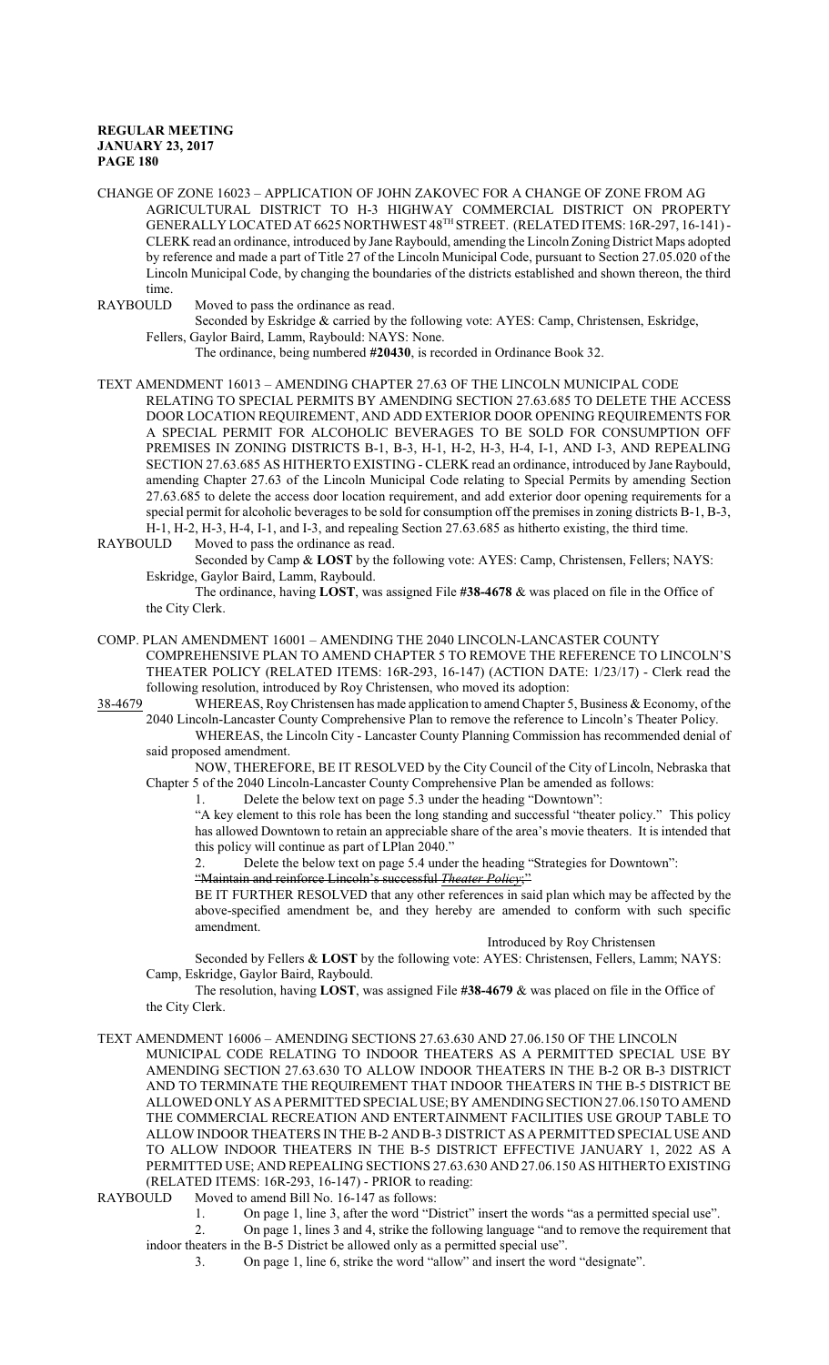CHANGE OF ZONE 16023 – APPLICATION OF JOHN ZAKOVEC FOR A CHANGE OF ZONE FROM AG AGRICULTURAL DISTRICT TO H-3 HIGHWAY COMMERCIAL DISTRICT ON PROPERTY GENERALLY LOCATED AT 6625 NORTHWEST 48TH STREET. (RELATED ITEMS: 16R-297, 16-141) - CLERK read an ordinance, introduced by Jane Raybould, amending the Lincoln Zoning District Maps adopted by reference and made a part of Title 27 of the Lincoln Municipal Code, pursuant to Section 27.05.020 of the Lincoln Municipal Code, by changing the boundaries of the districts established and shown thereon, the third time.

RAYBOULD Moved to pass the ordinance as read.

Seconded by Eskridge & carried by the following vote: AYES: Camp, Christensen, Eskridge, Fellers, Gaylor Baird, Lamm, Raybould: NAYS: None.

The ordinance, being numbered **#20430**, is recorded in Ordinance Book 32.

TEXT AMENDMENT 16013 – AMENDING CHAPTER 27.63 OF THE LINCOLN MUNICIPAL CODE RELATING TO SPECIAL PERMITS BY AMENDING SECTION 27.63.685 TO DELETE THE ACCESS DOOR LOCATION REQUIREMENT, AND ADD EXTERIOR DOOR OPENING REQUIREMENTS FOR A SPECIAL PERMIT FOR ALCOHOLIC BEVERAGES TO BE SOLD FOR CONSUMPTION OFF PREMISES IN ZONING DISTRICTS B-1, B-3, H-1, H-2, H-3, H-4, I-1, AND I-3, AND REPEALING SECTION 27.63.685 AS HITHERTO EXISTING - CLERK read an ordinance, introduced by Jane Raybould, amending Chapter 27.63 of the Lincoln Municipal Code relating to Special Permits by amending Section 27.63.685 to delete the access door location requirement, and add exterior door opening requirements for a special permit for alcoholic beverages to be sold for consumption off the premises in zoning districts B-1, B-3, H-1, H-2, H-3, H-4, I-1, and I-3, and repealing Section 27.63.685 as hitherto existing, the third time.

RAYBOULD Moved to pass the ordinance as read.

Seconded by Camp & **LOST** by the following vote: AYES: Camp, Christensen, Fellers; NAYS: Eskridge, Gaylor Baird, Lamm, Raybould.

The ordinance, having **LOST**, was assigned File **#38-4678** & was placed on file in the Office of the City Clerk.

COMP. PLAN AMENDMENT 16001 – AMENDING THE 2040 LINCOLN-LANCASTER COUNTY COMPREHENSIVE PLAN TO AMEND CHAPTER 5 TO REMOVE THE REFERENCE TO LINCOLN'S THEATER POLICY (RELATED ITEMS: 16R-293, 16-147) (ACTION DATE: 1/23/17) - Clerk read the following resolution, introduced by Roy Christensen, who moved its adoption:

38-4679 WHEREAS, Roy Christensen has made application to amend Chapter 5, Business & Economy, of the 2040 Lincoln-Lancaster County Comprehensive Plan to remove the reference to Lincoln's Theater Policy.

WHEREAS, the Lincoln City - Lancaster County Planning Commission has recommended denial of said proposed amendment.

NOW, THEREFORE, BE IT RESOLVED by the City Council of the City of Lincoln, Nebraska that Chapter 5 of the 2040 Lincoln-Lancaster County Comprehensive Plan be amended as follows:

1. Delete the below text on page 5.3 under the heading "Downtown":

"A key element to this role has been the long standing and successful "theater policy." This policy has allowed Downtown to retain an appreciable share of the area's movie theaters. It is intended that this policy will continue as part of LPlan 2040."

2. Delete the below text on page 5.4 under the heading "Strategies for Downtown":

"~~Maintain and reinforce Lincoln's successful *Theater Policy*;~~"

BE IT FURTHER RESOLVED that any other references in said plan which may be affected by the above-specified amendment be, and they hereby are amended to conform with such specific amendment.

Introduced by Roy Christensen

Seconded by Fellers & **LOST** by the following vote: AYES: Christensen, Fellers, Lamm; NAYS: Camp, Eskridge, Gaylor Baird, Raybould.

The resolution, having **LOST**, was assigned File **#38-4679** & was placed on file in the Office of the City Clerk.

TEXT AMENDMENT 16006 – AMENDING SECTIONS 27.63.630 AND 27.06.150 OF THE LINCOLN MUNICIPAL CODE RELATING TO INDOOR THEATERS AS A PERMITTED SPECIAL USE BY AMENDING SECTION 27.63.630 TO ALLOW INDOOR THEATERS IN THE B-2 OR B-3 DISTRICT AND TO TERMINATE THE REQUIREMENT THAT INDOOR THEATERS IN THE B-5 DISTRICT BE ALLOWED ONLY AS A PERMITTED SPECIAL USE; BY AMENDING SECTION 27.06.150 TO AMEND THE COMMERCIAL RECREATION AND ENTERTAINMENT FACILITIES USE GROUP TABLE TO ALLOW INDOOR THEATERS IN THE B-2 AND B-3 DISTRICT AS A PERMITTED SPECIAL USE AND TO ALLOW INDOOR THEATERS IN THE B-5 DISTRICT EFFECTIVE JANUARY 1, 2022 AS A PERMITTED USE; AND REPEALING SECTIONS 27.63.630 AND 27.06.150 AS HITHERTO EXISTING (RELATED ITEMS: 16R-293, 16-147) - PRIOR to reading:

RAYBOULD Moved to amend Bill No. 16-147 as follows:

1. On page 1, line 3, after the word "District" insert the words "as a permitted special use".
2. On page 1, lines 3 and 4, strike the following language "and to remove the requirement that indoor theaters in the B-5 District be allowed only as a permitted special use".
3. On page 1, line 6, strike the word "allow" and insert the word "designate".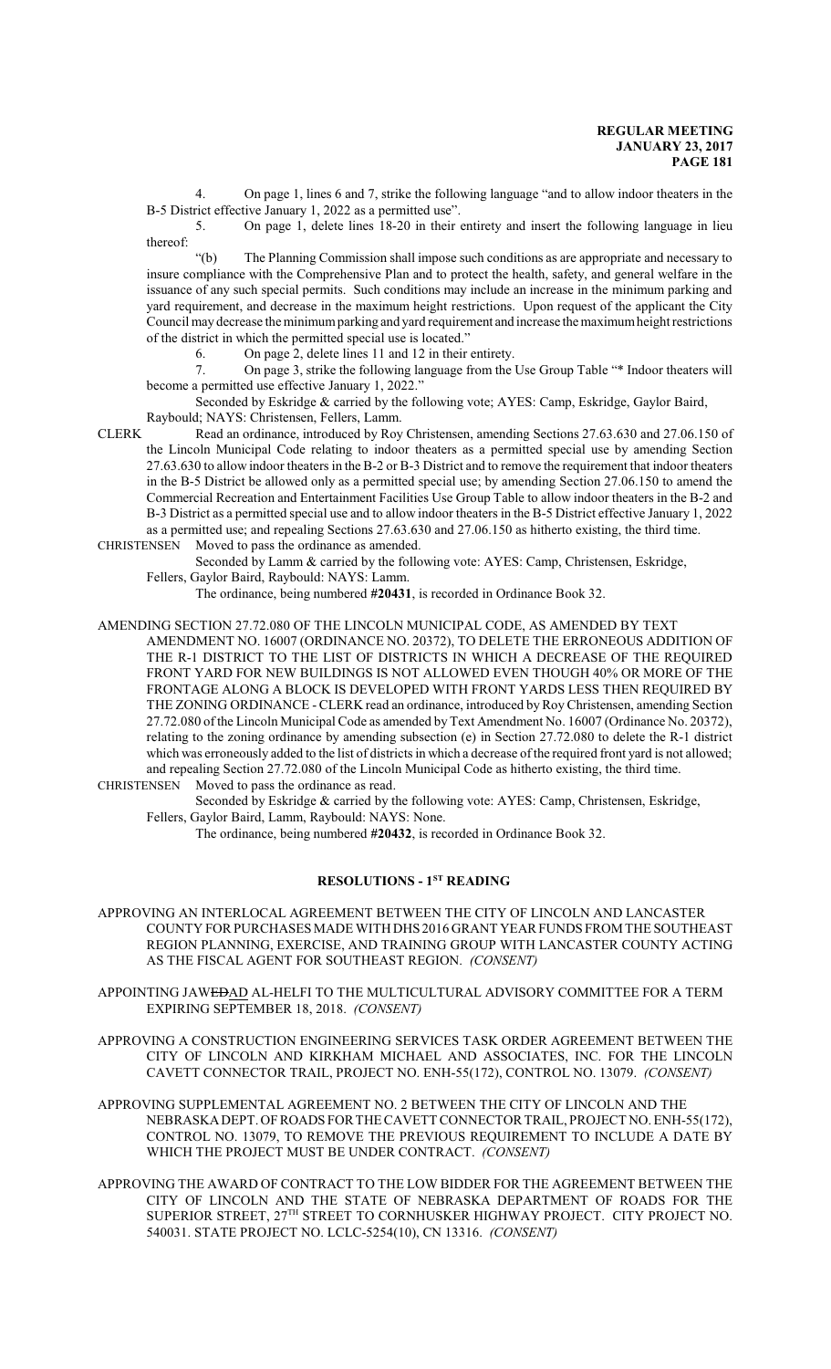4. On page 1, lines 6 and 7, strike the following language "and to allow indoor theaters in the B-5 District effective January 1, 2022 as a permitted use".

5. On page 1, delete lines 18-20 in their entirety and insert the following language in lieu thereof:

"(b) The Planning Commission shall impose such conditions as are appropriate and necessary to insure compliance with the Comprehensive Plan and to protect the health, safety, and general welfare in the issuance of any such special permits. Such conditions may include an increase in the minimum parking and yard requirement, and decrease in the maximum height restrictions. Upon request of the applicant the City Council may decrease the minimum parking and yard requirement and increase the maximum height restrictions of the district in which the permitted special use is located."

6. On page 2, delete lines 11 and 12 in their entirety.

7. On page 3, strike the following language from the Use Group Table "* Indoor theaters will become a permitted use effective January 1, 2022."

Seconded by Eskridge & carried by the following vote; AYES: Camp, Eskridge, Gaylor Baird, Raybould; NAYS: Christensen, Fellers, Lamm.

CLERK Read an ordinance, introduced by Roy Christensen, amending Sections 27.63.630 and 27.06.150 of the Lincoln Municipal Code relating to indoor theaters as a permitted special use by amending Section 27.63.630 to allow indoor theaters in the B-2 or B-3 District and to remove the requirement that indoor theaters in the B-5 District be allowed only as a permitted special use; by amending Section 27.06.150 to amend the Commercial Recreation and Entertainment Facilities Use Group Table to allow indoor theaters in the B-2 and B-3 District as a permitted special use and to allow indoor theaters in the B-5 District effective January 1, 2022 as a permitted use; and repealing Sections 27.63.630 and 27.06.150 as hitherto existing, the third time.

CHRISTENSEN Moved to pass the ordinance as amended.

Seconded by Lamm & carried by the following vote: AYES: Camp, Christensen, Eskridge, Fellers, Gaylor Baird, Raybould: NAYS: Lamm.

The ordinance, being numbered **#20431**, is recorded in Ordinance Book 32.

AMENDING SECTION 27.72.080 OF THE LINCOLN MUNICIPAL CODE, AS AMENDED BY TEXT AMENDMENT NO. 16007 (ORDINANCE NO. 20372), TO DELETE THE ERRONEOUS ADDITION OF THE R-1 DISTRICT TO THE LIST OF DISTRICTS IN WHICH A DECREASE OF THE REQUIRED FRONT YARD FOR NEW BUILDINGS IS NOT ALLOWED EVEN THOUGH 40% OR MORE OF THE FRONTAGE ALONG A BLOCK IS DEVELOPED WITH FRONT YARDS LESS THEN REQUIRED BY THE ZONING ORDINANCE - CLERK read an ordinance, introduced by Roy Christensen, amending Section 27.72.080 of the Lincoln Municipal Code as amended by Text Amendment No. 16007 (Ordinance No. 20372), relating to the zoning ordinance by amending subsection (e) in Section 27.72.080 to delete the R-1 district which was erroneously added to the list of districts in which a decrease of the required front yard is not allowed; and repealing Section 27.72.080 of the Lincoln Municipal Code as hitherto existing, the third time.

CHRISTENSEN Moved to pass the ordinance as read.

Seconded by Eskridge & carried by the following vote: AYES: Camp, Christensen, Eskridge, Fellers, Gaylor Baird, Lamm, Raybould: NAYS: None.

The ordinance, being numbered **#20432**, is recorded in Ordinance Book 32.

## RESOLUTIONS - 1ST READING

APPROVING AN INTERLOCAL AGREEMENT BETWEEN THE CITY OF LINCOLN AND LANCASTER COUNTY FOR PURCHASES MADE WITH DHS 2016 GRANT YEAR FUNDS FROM THE SOUTHEAST REGION PLANNING, EXERCISE, AND TRAINING GROUP WITH LANCASTER COUNTY ACTING AS THE FISCAL AGENT FOR SOUTHEAST REGION. *(CONSENT)*

APPOINTING JAW~~ED~~AD AL-HELFI TO THE MULTICULTURAL ADVISORY COMMITTEE FOR A TERM EXPIRING SEPTEMBER 18, 2018. *(CONSENT)*

APPROVING A CONSTRUCTION ENGINEERING SERVICES TASK ORDER AGREEMENT BETWEEN THE CITY OF LINCOLN AND KIRKHAM MICHAEL AND ASSOCIATES, INC. FOR THE LINCOLN CAVETT CONNECTOR TRAIL, PROJECT NO. ENH-55(172), CONTROL NO. 13079. *(CONSENT)*

APPROVING SUPPLEMENTAL AGREEMENT NO. 2 BETWEEN THE CITY OF LINCOLN AND THE NEBRASKA DEPT. OF ROADS FOR THE CAVETT CONNECTOR TRAIL, PROJECT NO. ENH-55(172), CONTROL NO. 13079, TO REMOVE THE PREVIOUS REQUIREMENT TO INCLUDE A DATE BY WHICH THE PROJECT MUST BE UNDER CONTRACT. *(CONSENT)*

APPROVING THE AWARD OF CONTRACT TO THE LOW BIDDER FOR THE AGREEMENT BETWEEN THE CITY OF LINCOLN AND THE STATE OF NEBRASKA DEPARTMENT OF ROADS FOR THE SUPERIOR STREET, 27TH STREET TO CORNHUSKER HIGHWAY PROJECT. CITY PROJECT NO. 540031. STATE PROJECT NO. LCLC-5254(10), CN 13316. *(CONSENT)*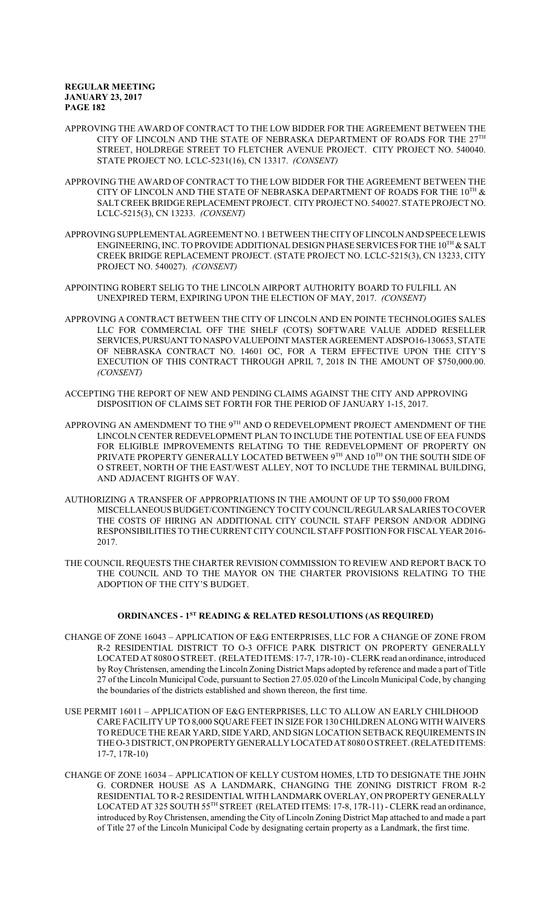APPROVING THE AWARD OF CONTRACT TO THE LOW BIDDER FOR THE AGREEMENT BETWEEN THE CITY OF LINCOLN AND THE STATE OF NEBRASKA DEPARTMENT OF ROADS FOR THE 27TH STREET, HOLDREGE STREET TO FLETCHER AVENUE PROJECT. CITY PROJECT NO. 540040. STATE PROJECT NO. LCLC-5231(16), CN 13317. *(CONSENT)*

APPROVING THE AWARD OF CONTRACT TO THE LOW BIDDER FOR THE AGREEMENT BETWEEN THE CITY OF LINCOLN AND THE STATE OF NEBRASKA DEPARTMENT OF ROADS FOR THE 10TH & SALT CREEK BRIDGE REPLACEMENT PROJECT. CITY PROJECT NO. 540027. STATE PROJECT NO. LCLC-5215(3), CN 13233. *(CONSENT)*

APPROVING SUPPLEMENTAL AGREEMENT NO. 1 BETWEEN THE CITY OF LINCOLN AND SPEECE LEWIS ENGINEERING, INC. TO PROVIDE ADDITIONAL DESIGN PHASE SERVICES FOR THE 10TH & SALT CREEK BRIDGE REPLACEMENT PROJECT. (STATE PROJECT NO. LCLC-5215(3), CN 13233, CITY PROJECT NO. 540027). *(CONSENT)*

APPOINTING ROBERT SELIG TO THE LINCOLN AIRPORT AUTHORITY BOARD TO FULFILL AN UNEXPIRED TERM, EXPIRING UPON THE ELECTION OF MAY, 2017. *(CONSENT)*

APPROVING A CONTRACT BETWEEN THE CITY OF LINCOLN AND EN POINTE TECHNOLOGIES SALES LLC FOR COMMERCIAL OFF THE SHELF (COTS) SOFTWARE VALUE ADDED RESELLER SERVICES, PURSUANT TO NASPO VALUEPOINT MASTER AGREEMENT ADSPO16-130653, STATE OF NEBRASKA CONTRACT NO. 14601 OC, FOR A TERM EFFECTIVE UPON THE CITY'S EXECUTION OF THIS CONTRACT THROUGH APRIL 7, 2018 IN THE AMOUNT OF $750,000.00. *(CONSENT)*

ACCEPTING THE REPORT OF NEW AND PENDING CLAIMS AGAINST THE CITY AND APPROVING DISPOSITION OF CLAIMS SET FORTH FOR THE PERIOD OF JANUARY 1-15, 2017.

APPROVING AN AMENDMENT TO THE 9TH AND O REDEVELOPMENT PROJECT AMENDMENT OF THE LINCOLN CENTER REDEVELOPMENT PLAN TO INCLUDE THE POTENTIAL USE OF EEA FUNDS FOR ELIGIBLE IMPROVEMENTS RELATING TO THE REDEVELOPMENT OF PROPERTY ON PRIVATE PROPERTY GENERALLY LOCATED BETWEEN 9TH AND 10TH ON THE SOUTH SIDE OF O STREET, NORTH OF THE EAST/WEST ALLEY, NOT TO INCLUDE THE TERMINAL BUILDING, AND ADJACENT RIGHTS OF WAY.

AUTHORIZING A TRANSFER OF APPROPRIATIONS IN THE AMOUNT OF UP TO $50,000 FROM MISCELLANEOUS BUDGET/CONTINGENCY TO CITY COUNCIL/REGULAR SALARIES TO COVER THE COSTS OF HIRING AN ADDITIONAL CITY COUNCIL STAFF PERSON AND/OR ADDING RESPONSIBILITIES TO THE CURRENT CITY COUNCIL STAFF POSITION FOR FISCAL YEAR 2016-2017.

THE COUNCIL REQUESTS THE CHARTER REVISION COMMISSION TO REVIEW AND REPORT BACK TO THE COUNCIL AND TO THE MAYOR ON THE CHARTER PROVISIONS RELATING TO THE ADOPTION OF THE CITY'S BUDGET.

## ORDINANCES - 1ST READING & RELATED RESOLUTIONS (AS REQUIRED)

CHANGE OF ZONE 16043 – APPLICATION OF E&G ENTERPRISES, LLC FOR A CHANGE OF ZONE FROM R-2 RESIDENTIAL DISTRICT TO O-3 OFFICE PARK DISTRICT ON PROPERTY GENERALLY LOCATED AT 8080 O STREET. (RELATED ITEMS: 17-7, 17R-10) - CLERK read an ordinance, introduced by Roy Christensen, amending the Lincoln Zoning District Maps adopted by reference and made a part of Title 27 of the Lincoln Municipal Code, pursuant to Section 27.05.020 of the Lincoln Municipal Code, by changing the boundaries of the districts established and shown thereon, the first time.

USE PERMIT 16011 – APPLICATION OF E&G ENTERPRISES, LLC TO ALLOW AN EARLY CHILDHOOD CARE FACILITY UP TO 8,000 SQUARE FEET IN SIZE FOR 130 CHILDREN ALONG WITH WAIVERS TO REDUCE THE REAR YARD, SIDE YARD, AND SIGN LOCATION SETBACK REQUIREMENTS IN THE O-3 DISTRICT, ON PROPERTY GENERALLY LOCATED AT 8080 O STREET. (RELATED ITEMS: 17-7, 17R-10)

CHANGE OF ZONE 16034 – APPLICATION OF KELLY CUSTOM HOMES, LTD TO DESIGNATE THE JOHN G. CORDNER HOUSE AS A LANDMARK, CHANGING THE ZONING DISTRICT FROM R-2 RESIDENTIAL TO R-2 RESIDENTIAL WITH LANDMARK OVERLAY, ON PROPERTY GENERALLY LOCATED AT 325 SOUTH 55TH STREET (RELATED ITEMS: 17-8, 17R-11) - CLERK read an ordinance, introduced by Roy Christensen, amending the City of Lincoln Zoning District Map attached to and made a part of Title 27 of the Lincoln Municipal Code by designating certain property as a Landmark, the first time.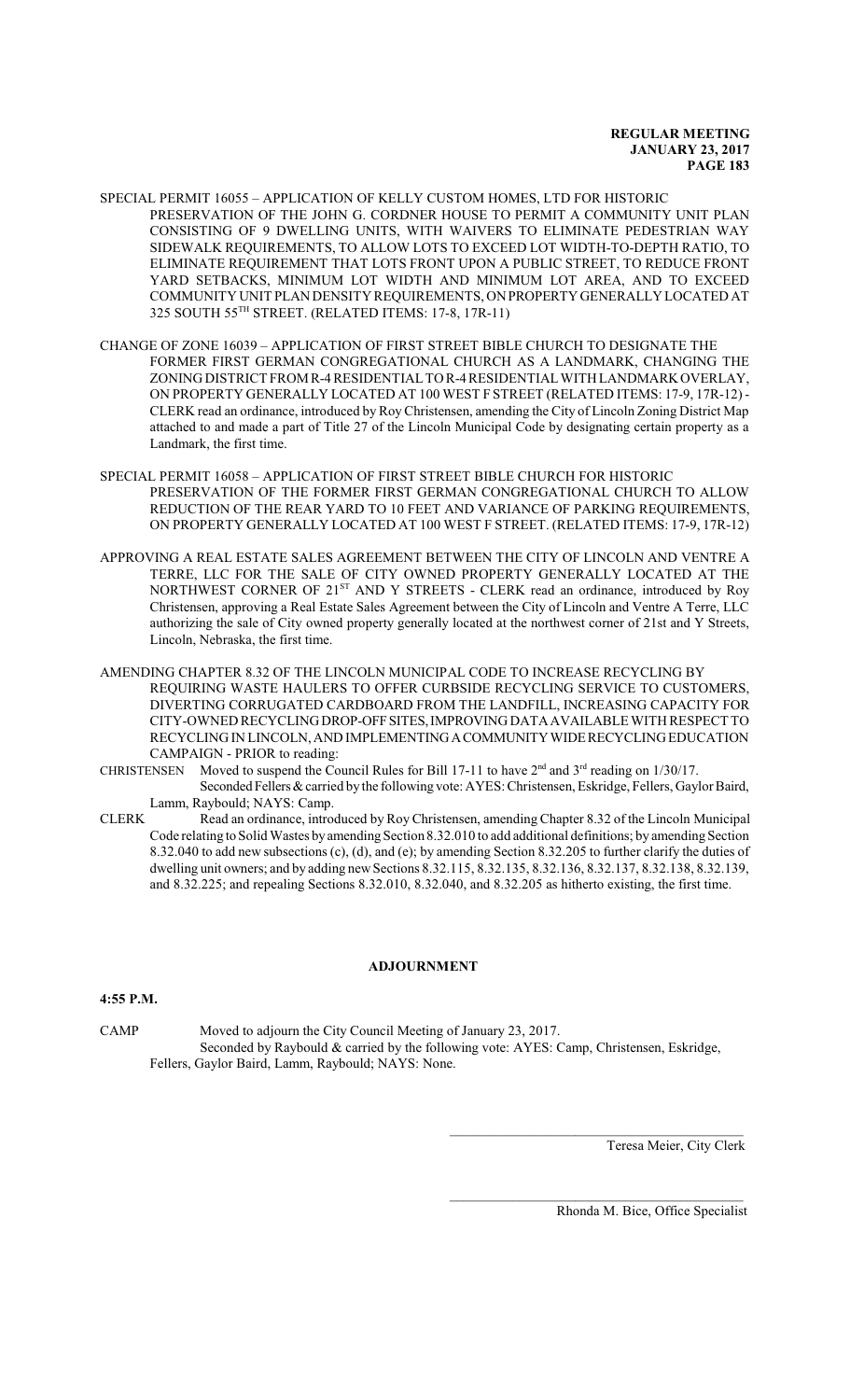SPECIAL PERMIT 16055 – APPLICATION OF KELLY CUSTOM HOMES, LTD FOR HISTORIC PRESERVATION OF THE JOHN G. CORDNER HOUSE TO PERMIT A COMMUNITY UNIT PLAN CONSISTING OF 9 DWELLING UNITS, WITH WAIVERS TO ELIMINATE PEDESTRIAN WAY SIDEWALK REQUIREMENTS, TO ALLOW LOTS TO EXCEED LOT WIDTH-TO-DEPTH RATIO, TO ELIMINATE REQUIREMENT THAT LOTS FRONT UPON A PUBLIC STREET, TO REDUCE FRONT YARD SETBACKS, MINIMUM LOT WIDTH AND MINIMUM LOT AREA, AND TO EXCEED COMMUNITY UNIT PLAN DENSITY REQUIREMENTS, ON PROPERTY GENERALLY LOCATED AT 325 SOUTH 55TH STREET. (RELATED ITEMS: 17-8, 17R-11)

CHANGE OF ZONE 16039 – APPLICATION OF FIRST STREET BIBLE CHURCH TO DESIGNATE THE FORMER FIRST GERMAN CONGREGATIONAL CHURCH AS A LANDMARK, CHANGING THE ZONING DISTRICT FROM R-4 RESIDENTIAL TO R-4 RESIDENTIAL WITH LANDMARK OVERLAY, ON PROPERTY GENERALLY LOCATED AT 100 WEST F STREET (RELATED ITEMS: 17-9, 17R-12) - CLERK read an ordinance, introduced by Roy Christensen, amending the City of Lincoln Zoning District Map attached to and made a part of Title 27 of the Lincoln Municipal Code by designating certain property as a Landmark, the first time.

SPECIAL PERMIT 16058 – APPLICATION OF FIRST STREET BIBLE CHURCH FOR HISTORIC PRESERVATION OF THE FORMER FIRST GERMAN CONGREGATIONAL CHURCH TO ALLOW REDUCTION OF THE REAR YARD TO 10 FEET AND VARIANCE OF PARKING REQUIREMENTS, ON PROPERTY GENERALLY LOCATED AT 100 WEST F STREET. (RELATED ITEMS: 17-9, 17R-12)

APPROVING A REAL ESTATE SALES AGREEMENT BETWEEN THE CITY OF LINCOLN AND VENTRE A TERRE, LLC FOR THE SALE OF CITY OWNED PROPERTY GENERALLY LOCATED AT THE NORTHWEST CORNER OF 21ST AND Y STREETS - CLERK read an ordinance, introduced by Roy Christensen, approving a Real Estate Sales Agreement between the City of Lincoln and Ventre A Terre, LLC authorizing the sale of City owned property generally located at the northwest corner of 21st and Y Streets, Lincoln, Nebraska, the first time.

AMENDING CHAPTER 8.32 OF THE LINCOLN MUNICIPAL CODE TO INCREASE RECYCLING BY REQUIRING WASTE HAULERS TO OFFER CURBSIDE RECYCLING SERVICE TO CUSTOMERS, DIVERTING CORRUGATED CARDBOARD FROM THE LANDFILL, INCREASING CAPACITY FOR CITY-OWNED RECYCLING DROP-OFF SITES, IMPROVING DATA AVAILABLE WITH RESPECT TO RECYCLING IN LINCOLN, AND IMPLEMENTING A COMMUNITY WIDE RECYCLING EDUCATION CAMPAIGN - PRIOR to reading:

CHRISTENSEN Moved to suspend the Council Rules for Bill 17-11 to have 2nd and 3rd reading on 1/30/17.
Seconded Fellers & carried by the following vote: AYES: Christensen, Eskridge, Fellers, Gaylor Baird, Lamm, Raybould; NAYS: Camp.

CLERK Read an ordinance, introduced by Roy Christensen, amending Chapter 8.32 of the Lincoln Municipal Code relating to Solid Wastes by amending Section 8.32.010 to add additional definitions; by amending Section 8.32.040 to add new subsections (c), (d), and (e); by amending Section 8.32.205 to further clarify the duties of dwelling unit owners; and by adding new Sections 8.32.115, 8.32.135, 8.32.136, 8.32.137, 8.32.138, 8.32.139, and 8.32.225; and repealing Sections 8.32.010, 8.32.040, and 8.32.205 as hitherto existing, the first time.

## ADJOURNMENT

**4:55 P.M.**

CAMP Moved to adjourn the City Council Meeting of January 23, 2017.
Seconded by Raybould & carried by the following vote: AYES: Camp, Christensen, Eskridge, Fellers, Gaylor Baird, Lamm, Raybould; NAYS: None.

Teresa Meier, City Clerk

Rhonda M. Bice, Office Specialist